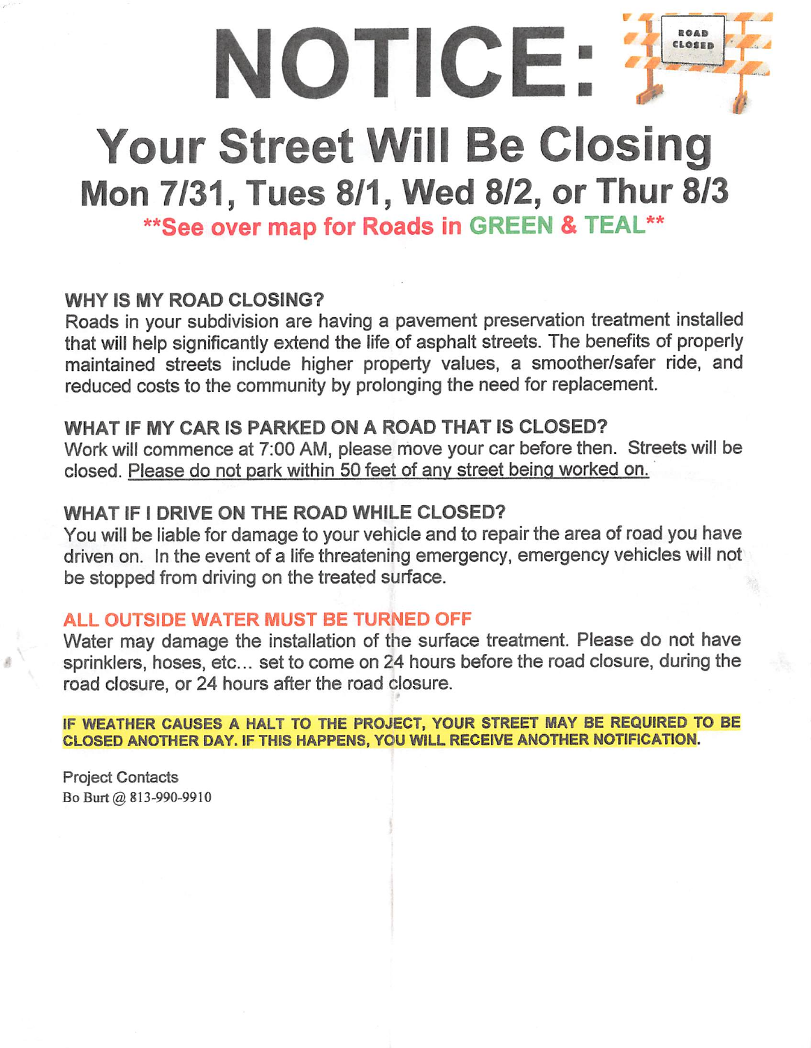# NOTICE:

## Your Street Will Be Closing

## Mon 7/31, Tues 8/1, Wed 8/2, or Thur 8/3

**\*\*See over map for Roads in GREEN & TEAL\*\***

**WHY IS MY ROAD CLOSING?**

Roads in your subdivision are having a pavement preservation treatment installed that will help significantly extend the life of asphalt streets. The benefits of properly maintained streets include higher property values, a smoother/safer ride, and reduced costs to the community by prolonging the need for replacement.

**WHAT IF MY CAR IS PARKED ON A ROAD THAT IS CLOSED?**

Work will commence at 7:00 AM, please move your car before then. Streets will be closed. <u>Please do not park within 50 feet of any street being worked on.</u>

**WHAT IF I DRIVE ON THE ROAD WHILE CLOSED?**

You will be liable for damage to your vehicle and to repair the area of road you have driven on. In the event of a life threatening emergency, emergency vehicles will not be stopped from driving on the treated surface.

**ALL OUTSIDE WATER MUST BE TURNED OFF**

Water may damage the installation of the surface treatment. Please do not have sprinklers, hoses, etc... set to come on 24 hours before the road closure, during the road closure, or 24 hours after the road closure.

**IF WEATHER CAUSES A HALT TO THE PROJECT, YOUR STREET MAY BE REQUIRED TO BE CLOSED ANOTHER DAY. IF THIS HAPPENS, YOU WILL RECEIVE ANOTHER NOTIFICATION.**

Project Contacts

Bo Burt @ 813-990-9910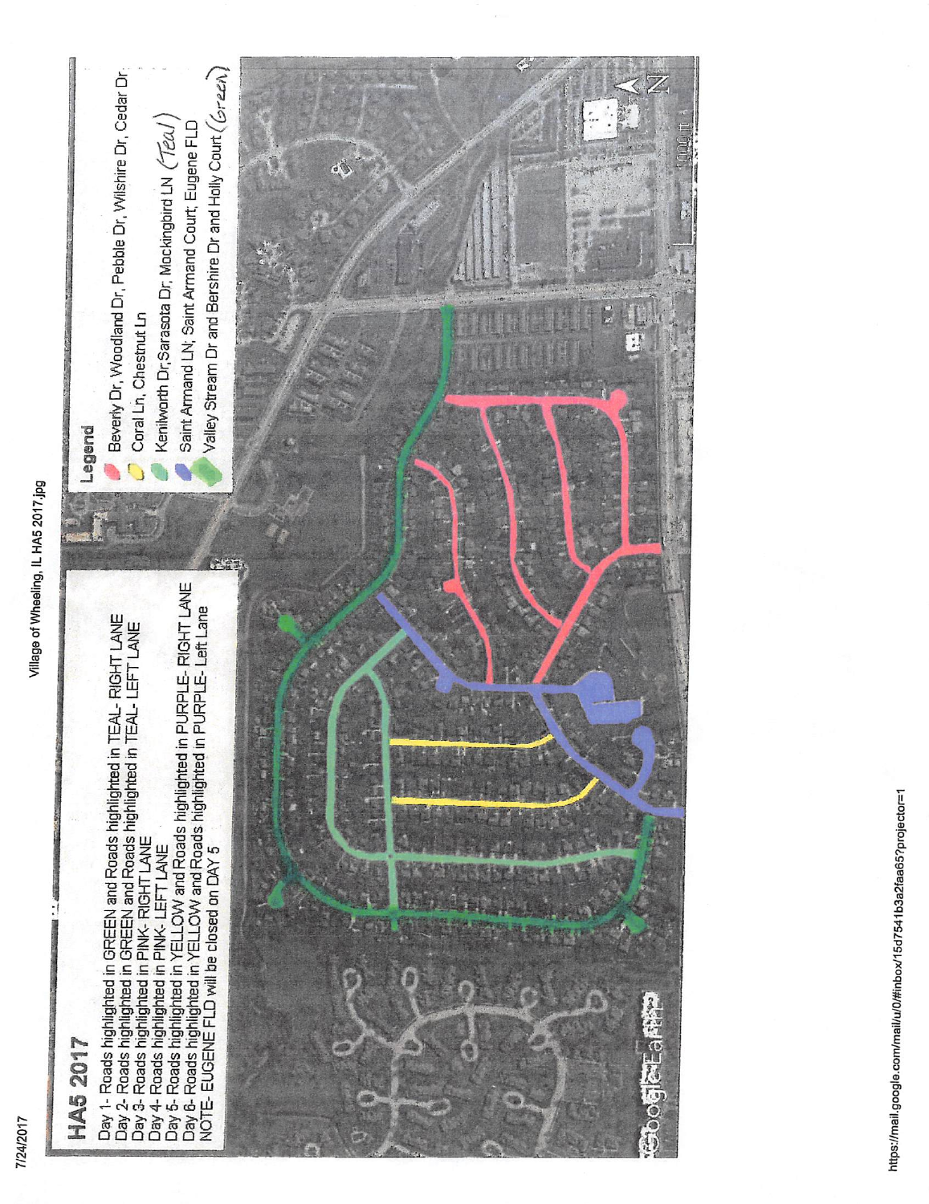# HA5 2017

Day 1- Roads highlighted in GREEN and Roads highlighted in TEAL- RIGHT LANE
Day 2- Roads highlighted in GREEN and Roads highlighted in TEAL- LEFT LANE
Day 3- Roads highlighted in PINK- RIGHT LANE
Day 4- Roads highlighted in PINK- LEFT LANE
Day 5- Roads highlighted in YELLOW and Roads highlighted in PURPLE- RIGHT LANE
Day 6- Roads highlighted in YELLOW and Roads highlighted in PURPLE- Left Lane
NOTE- EUGENE FLD will be closed on DAY 5

## Legend

- Beverly Dr, Woodland Dr, Pebble Dr, Wilshire Dr, Cedar Dr
- Coral Ln, Chestnut Ln
- Kenilworth Dr; Sarasota Dr; Mockingbird LN (Teal)
- Saint Armand LN; Saint Armand Court; Eugene FLD
- Valley Stream Dr and Bershire Dr and Holly Court (Green)

1000 ft

N

Google Earth